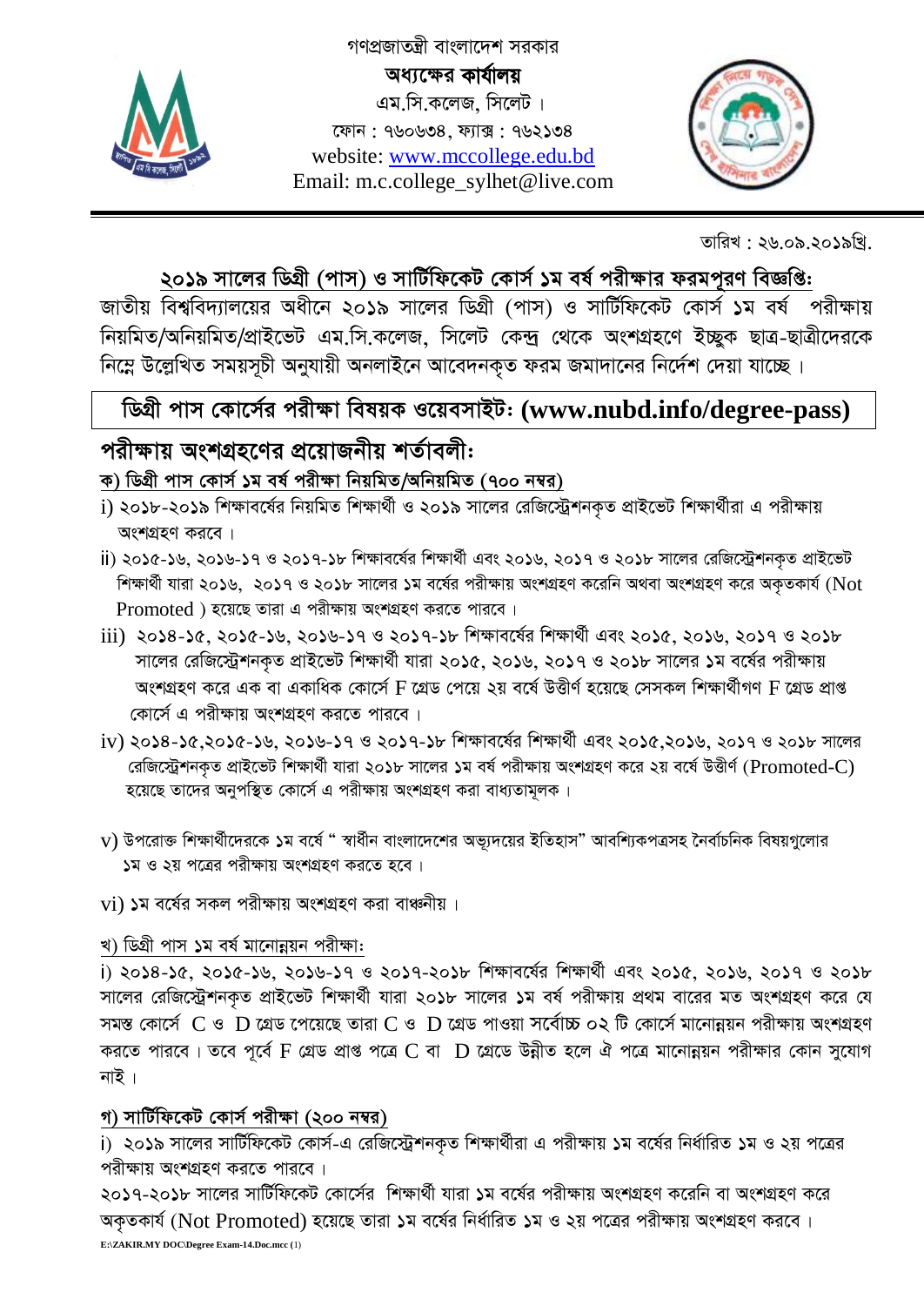গণপ্রজাতন্ত্রী বাংলাদেশ সরকার

**অধ্যক্ষের কার্যালয়**

এম.সি.কলেজ, সিলেট ।

ফোন : ৭৬০৬৩৪, ফ্যাক্স : ৭৬২১৩৪

website: www.mccollege.edu.bd

Email: m.c.college_sylhet@live.com

তারিখ : ২৬.০৯.২০১৯খ্রি.

## ২০১৯ সালের ডিগ্রী (পাস) ও সার্টিফিকেট কোর্স ১ম বর্ষ পরীক্ষার ফরমপূরণ বিজ্ঞপ্তি:

জাতীয় বিশ্ববিদ্যালয়ের অধীনে ২০১৯ সালের ডিগ্রী (পাস) ও সার্টিফিকেট কোর্স ১ম বর্ষ পরীক্ষায় নিয়মিত/অনিয়মিত/প্রাইভেট এম.সি.কলেজ, সিলেট কেন্দ্র থেকে অংশগ্রহণে ইচ্ছুক ছাত্র-ছাত্রীদেরকে নিম্নে উল্লেখিত সময়সূচী অনুযায়ী অনলাইনে আবেদনকৃত ফরম জমাদানের নির্দেশ দেয়া যাচ্ছে ।

**ডিগ্রী পাস কোর্সের পরীক্ষা বিষয়ক ওয়েবসাইট: (www.nubd.info/degree-pass)**

## পরীক্ষায় অংশগ্রহণের প্রয়োজনীয় শর্তাবলী:

### ক) ডিগ্রী পাস কোর্স ১ম বর্ষ পরীক্ষা নিয়মিত/অনিয়মিত (৭০০ নম্বর)

i) ২০১৮-২০১৯ শিক্ষাবর্ষের নিয়মিত শিক্ষার্থী ও ২০১৯ সালের রেজিস্ট্রেশনকৃত প্রাইভেট শিক্ষার্থীরা এ পরীক্ষায় অংশগ্রহণ করবে ।

ii) ২০১৫-১৬, ২০১৬-১৭ ও ২০১৭-১৮ শিক্ষাবর্ষের শিক্ষার্থী এবং ২০১৬, ২০১৭ ও ২০১৮ সালের রেজিস্ট্রেশনকৃত প্রাইভেট শিক্ষার্থী যারা ২০১৬, ২০১৭ ও ২০১৮ সালের ১ম বর্ষের পরীক্ষায় অংশগ্রহণ করেনি অথবা অংশগ্রহণ করে অকৃতকার্য (Not Promoted ) হয়েছে তারা এ পরীক্ষায় অংশগ্রহণ করতে পারবে ।

iii) ২০১৪-১৫, ২০১৫-১৬, ২০১৬-১৭ ও ২০১৭-১৮ শিক্ষাবর্ষের শিক্ষার্থী এবং ২০১৫, ২০১৬, ২০১৭ ও ২০১৮ সালের রেজিস্ট্রেশনকৃত প্রাইভেট শিক্ষার্থী যারা ২০১৫, ২০১৬, ২০১৭ ও ২০১৮ সালের ১ম বর্ষের পরীক্ষায় অংশগ্রহণ করে এক বা একাধিক কোর্সে F গ্রেড পেয়ে ২য় বর্ষে উত্তীর্ণ হয়েছে সেসকল শিক্ষার্থীগণ F গ্রেড প্রাপ্ত কোর্সে এ পরীক্ষায় অংশগ্রহণ করতে পারবে ।

iv) ২০১৪-১৫,২০১৫-১৬, ২০১৬-১৭ ও ২০১৭-১৮ শিক্ষাবর্ষের শিক্ষার্থী এবং ২০১৫,২০১৬, ২০১৭ ও ২০১৮ সালের রেজিস্ট্রেশনকৃত প্রাইভেট শিক্ষার্থী যারা ২০১৮ সালের ১ম বর্ষ পরীক্ষায় অংশগ্রহণ করে ২য় বর্ষে উত্তীর্ণ (Promoted-C) হয়েছে তাদের অনুপস্থিত কোর্সে এ পরীক্ষায় অংশগ্রহণ করা বাধ্যতামূলক ।

v) উপরোক্ত শিক্ষার্থীদেরকে ১ম বর্ষে " স্বাধীন বাংলাদেশের অভ্যুদয়ের ইতিহাস" আবশ্যিকপত্রসহ নৈর্বাচনিক বিষয়গুলোর ১ম ও ২য় পত্রের পরীক্ষায় অংশগ্রহণ করতে হবে ।

vi) ১ম বর্ষের সকল পরীক্ষায় অংশগ্রহণ করা বাঞ্চনীয় ।

### খ) ডিগ্রী পাস ১ম বর্ষ মানোন্নয়ন পরীক্ষা:

i) ২০১৪-১৫, ২০১৫-১৬, ২০১৬-১৭ ও ২০১৭-২০১৮ শিক্ষাবর্ষের শিক্ষার্থী এবং ২০১৫, ২০১৬, ২০১৭ ও ২০১৮ সালের রেজিস্ট্রেশনকৃত প্রাইভেট শিক্ষার্থী যারা ২০১৮ সালের ১ম বর্ষ পরীক্ষায় প্রথম বারের মত অংশগ্রহণ করে যে সমস্ত কোর্সে C ও D গ্রেড পেয়েছে তারা C ও D গ্রেড পাওয়া সর্বোচ্চ ০২ টি কোর্সে মানোন্নয়ন পরীক্ষায় অংশগ্রহণ করতে পারবে । তবে পূর্বে F গ্রেড প্রাপ্ত পত্রে C বা D গ্রেডে উন্নীত হলে ঐ পত্রে মানোন্নয়ন পরীক্ষার কোন সুযোগ নাই ।

### গ) সার্টিফিকেট কোর্স পরীক্ষা (২০০ নম্বর)

i) ২০১৯ সালের সার্টিফিকেট কোর্স-এ রেজিস্ট্রেশনকৃত শিক্ষার্থীরা এ পরীক্ষায় ১ম বর্ষের নির্ধারিত ১ম ও ২য় পত্রের পরীক্ষায় অংশগ্রহণ করতে পারবে ।

২০১৭-২০১৮ সালের সার্টিফিকেট কোর্সের শিক্ষার্থী যারা ১ম বর্ষের পরীক্ষায় অংশগ্রহণ করেনি বা অংশগ্রহণ করে অকৃতকার্য (Not Promoted) হয়েছে তারা ১ম বর্ষের নির্ধারিত ১ম ও ২য় পত্রের পরীক্ষায় অংশগ্রহণ করবে ।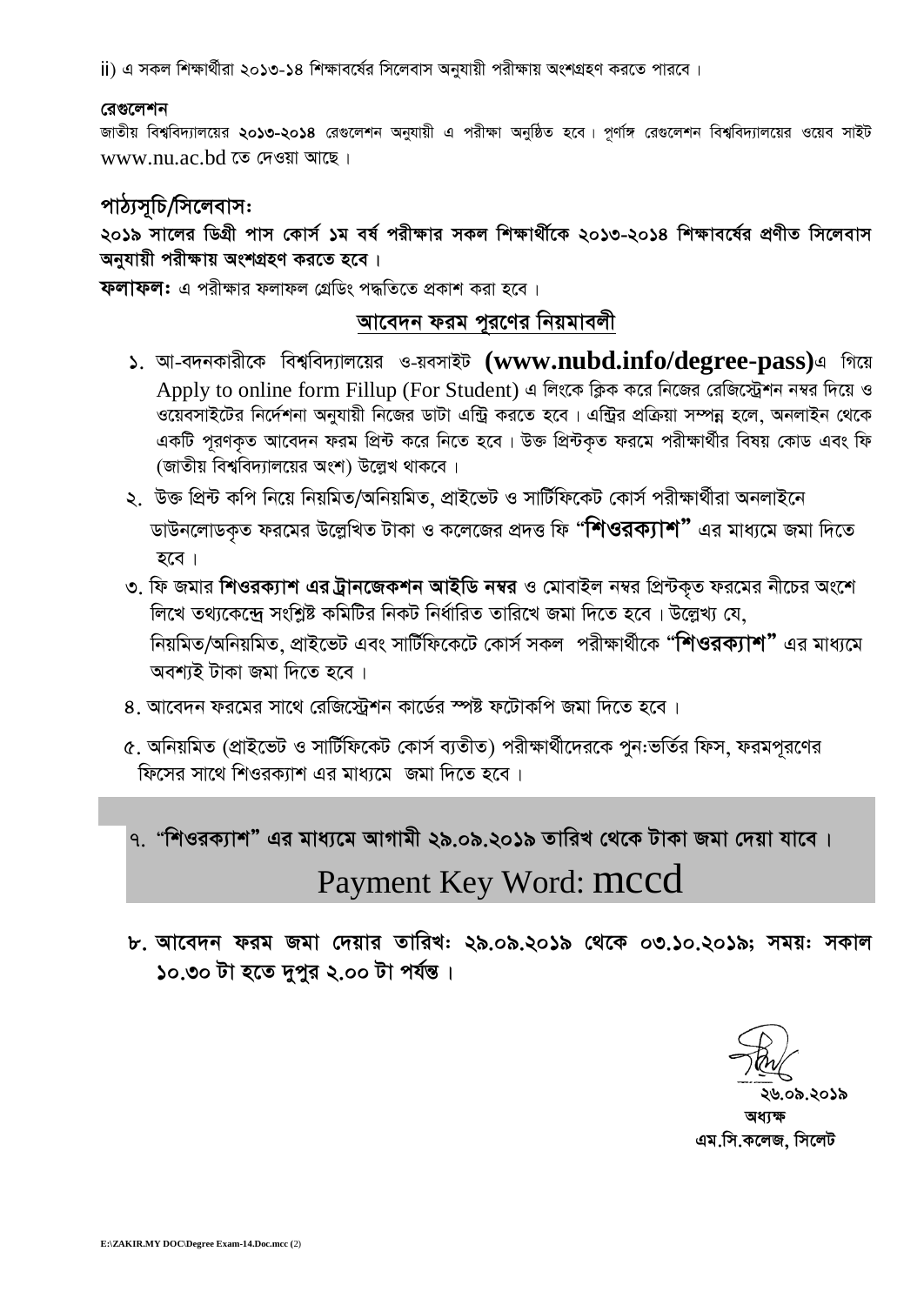ii) এ সকল শিক্ষার্থীরা ২০১৩-১৪ শিক্ষাবর্ষের সিলেবাস অনুযায়ী পরীক্ষায় অংশগ্রহণ করতে পারবে।

**রেগুলেশন**

জাতীয় বিশ্ববিদ্যালয়ের **২০১৩-২০১৪** রেগুলেশন অনুযায়ী এ পরীক্ষা অনুষ্ঠিত হবে। পূর্ণাঙ্গ রেগুলেশন বিশ্ববিদ্যালয়ের ওয়েব সাইট www.nu.ac.bd তে দেওয়া আছে।

## পাঠ্যসূচি/সিলেবাসঃ

**২০১৯ সালের ডিগ্রী পাস কোর্স ১ম বর্ষ পরীক্ষার সকল শিক্ষার্থীকে ২০১৩-২০১৪ শিক্ষাবর্ষের প্রণীত সিলেবাস অনুযায়ী পরীক্ষায় অংশগ্রহণ করতে হবে।**

**ফলাফলঃ** এ পরীক্ষার ফলাফল গ্রেডিং পদ্ধতিতে প্রকাশ করা হবে।

## আবেদন ফরম পূরণের নিয়মাবলী

১. আ-বদনকারীকে বিশ্ববিদ্যালয়ের ও-য়বসাইট **(www.nubd.info/degree-pass)**এ গিয়ে Apply to online form Fillup (For Student) এ লিংকে ক্লিক করে নিজের রেজিস্ট্রেশন নম্বর দিয়ে ও ওয়েবসাইটের নির্দেশনা অনুযায়ী নিজের ডাটা এন্ট্রি করতে হবে। এন্ট্রির প্রক্রিয়া সম্পন্ন হলে, অনলাইন থেকে একটি পূরণকৃত আবেদন ফরম প্রিন্ট করে নিতে হবে। উক্ত প্রিন্টকৃত ফরমে পরীক্ষার্থীর বিষয় কোড এবং ফি (জাতীয় বিশ্ববিদ্যালয়ের অংশ) উল্লেখ থাকবে।

২. উক্ত প্রিন্ট কপি নিয়ে নিয়মিত/অনিয়মিত, প্রাইভেট ও সার্টিফিকেট কোর্স পরীক্ষার্থীরা অনলাইনে ডাউনলোডকৃত ফরমের উল্লেখিত টাকা ও কলেজের প্রদত্ত ফি **"শিওরক্যাশ"** এর মাধ্যমে জমা দিতে হবে।

৩. ফি জমার **শিওরক্যাশ এর ট্রানজেকশন আইডি নম্বর** ও মোবাইল নম্বর প্রিন্টকৃত ফরমের নীচের অংশে লিখে তথ্যকেন্দ্রে সংশ্লিষ্ট কমিটির নিকট নির্ধারিত তারিখে জমা দিতে হবে। উল্লেখ্য যে, নিয়মিত/অনিয়মিত, প্রাইভেট এবং সার্টিফিকেটে কোর্স সকল পরীক্ষার্থীকে **"শিওরক্যাশ"** এর মাধ্যমে অবশ্যই টাকা জমা দিতে হবে।

৪. আবেদন ফরমের সাথে রেজিস্ট্রেশন কার্ডের স্পষ্ট ফটোকপি জমা দিতে হবে।

৫. অনিয়মিত (প্রাইভেট ও সার্টিফিকেট কোর্স ব্যতীত) পরীক্ষার্থীদেরকে পুন:ভর্তির ফিস, ফরমপূরণের ফিসের সাথে শিওরক্যাশ এর মাধ্যমে জমা দিতে হবে।

৭. **"শিওরক্যাশ" এর মাধ্যমে আগামী ২৯.০৯.২০১৯ তারিখ থেকে টাকা জমা দেয়া যাবে।**

Payment Key Word: mccd

৮. **আবেদন ফরম জমা দেয়ার তারিখঃ ২৯.০৯.২০১৯ থেকে ০৩.১০.২০১৯; সময়ঃ সকাল ১০.৩০ টা হতে দুপুর ২.০০ টা পর্যন্ত।**

**২৬.০৯.২০১৯**
**অধ্যক্ষ**
**এম.সি.কলেজ, সিলেট**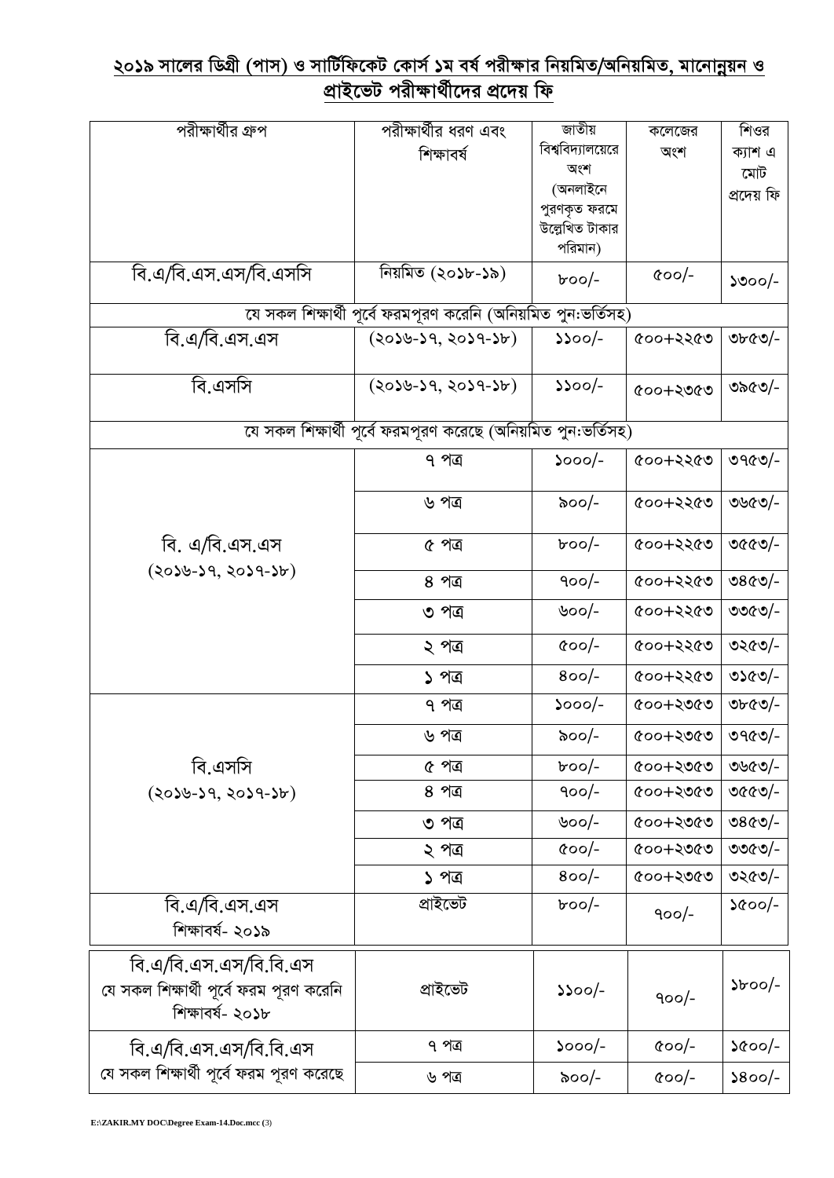## ২০১৯ সালের ডিগ্রী (পাস) ও সার্টিফিকেট কোর্স ১ম বর্ষ পরীক্ষার নিয়মিত/অনিয়মিত, মানোন্নয়ন ও প্রাইভেট পরীক্ষার্থীদের প্রদেয় ফি

| পরীক্ষার্থীর গ্রুপ | পরীক্ষার্থীর ধরণ এবং শিক্ষাবর্ষ | জাতীয় বিশ্ববিদ্যালয়েরে অংশ (অনলাইনে পুরণকৃত ফরমে উল্লেখিত টাকার পরিমান) | কলেজের অংশ | শিওর ক্যাশ এ মোট প্রদেয় ফি |
|---|---|---|---|---|
| বি.এ/বি.এস.এস/বি.এসসি | নিয়মিত (২০১৮-১৯) | ৮০০/- | ৫০০/- | ১৩০০/- |
| যে সকল শিক্ষার্থী পূর্বে ফরমপূরণ করেনি (অনিয়মিত পুন:ভর্তিসহ) | | | | |
| বি.এ/বি.এস.এস | (২০১৬-১৭, ২০১৭-১৮) | ১১০০/- | ৫০০+২২৫৩ | ৩৮৫৩/- |
| বি.এসসি | (২০১৬-১৭, ২০১৭-১৮) | ১১০০/- | ৫০০+২৩৫৩ | ৩৯৫৩/- |
| যে সকল শিক্ষার্থী পূর্বে ফরমপূরণ করেছে (অনিয়মিত পুন:ভর্তিসহ) | | | | |
| বি. এ/বি.এস.এস (২০১৬-১৭, ২০১৭-১৮) | ৭ পত্র | ১০০০/- | ৫০০+২২৫৩ | ৩৭৫৩/- |
| | ৬ পত্র | ৯০০/- | ৫০০+২২৫৩ | ৩৬৫৩/- |
| | ৫ পত্র | ৮০০/- | ৫০০+২২৫৩ | ৩৫৫৩/- |
| | ৪ পত্র | ৭০০/- | ৫০০+২২৫৩ | ৩৪৫৩/- |
| | ৩ পত্র | ৬০০/- | ৫০০+২২৫৩ | ৩৩৫৩/- |
| | ২ পত্র | ৫০০/- | ৫০০+২২৫৩ | ৩২৫৩/- |
| | ১ পত্র | ৪০০/- | ৫০০+২২৫৩ | ৩১৫৩/- |
| বি.এসসি (২০১৬-১৭, ২০১৭-১৮) | ৭ পত্র | ১০০০/- | ৫০০+২৩৫৩ | ৩৮৫৩/- |
| | ৬ পত্র | ৯০০/- | ৫০০+২৩৫৩ | ৩৭৫৩/- |
| | ৫ পত্র | ৮০০/- | ৫০০+২৩৫৩ | ৩৬৫৩/- |
| | ৪ পত্র | ৭০০/- | ৫০০+২৩৫৩ | ৩৫৫৩/- |
| | ৩ পত্র | ৬০০/- | ৫০০+২৩৫৩ | ৩৪৫৩/- |
| | ২ পত্র | ৫০০/- | ৫০০+২৩৫৩ | ৩৩৫৩/- |
| | ১ পত্র | ৪০০/- | ৫০০+২৩৫৩ | ৩২৫৩/- |
| বি.এ/বি.এস.এস শিক্ষাবর্ষ- ২০১৯ | প্রাইভেট | ৮০০/- | ৭০০/- | ১৫০০/- |
| বি.এ/বি.এস.এস/বি.বি.এস যে সকল শিক্ষার্থী পূর্বে ফরম পূরণ করেনি শিক্ষাবর্ষ- ২০১৮ | প্রাইভেট | ১১০০/- | ৭০০/- | ১৮০০/- |
| বি.এ/বি.এস.এস/বি.বি.এস যে সকল শিক্ষার্থী পূর্বে ফরম পূরণ করেছে | ৭ পত্র | ১০০০/- | ৫০০/- | ১৫০০/- |
| | ৬ পত্র | ৯০০/- | ৫০০/- | ১৪০০/- |

E:\ZAKIR.MY DOC\Degree Exam-14.Doc.mcc (3)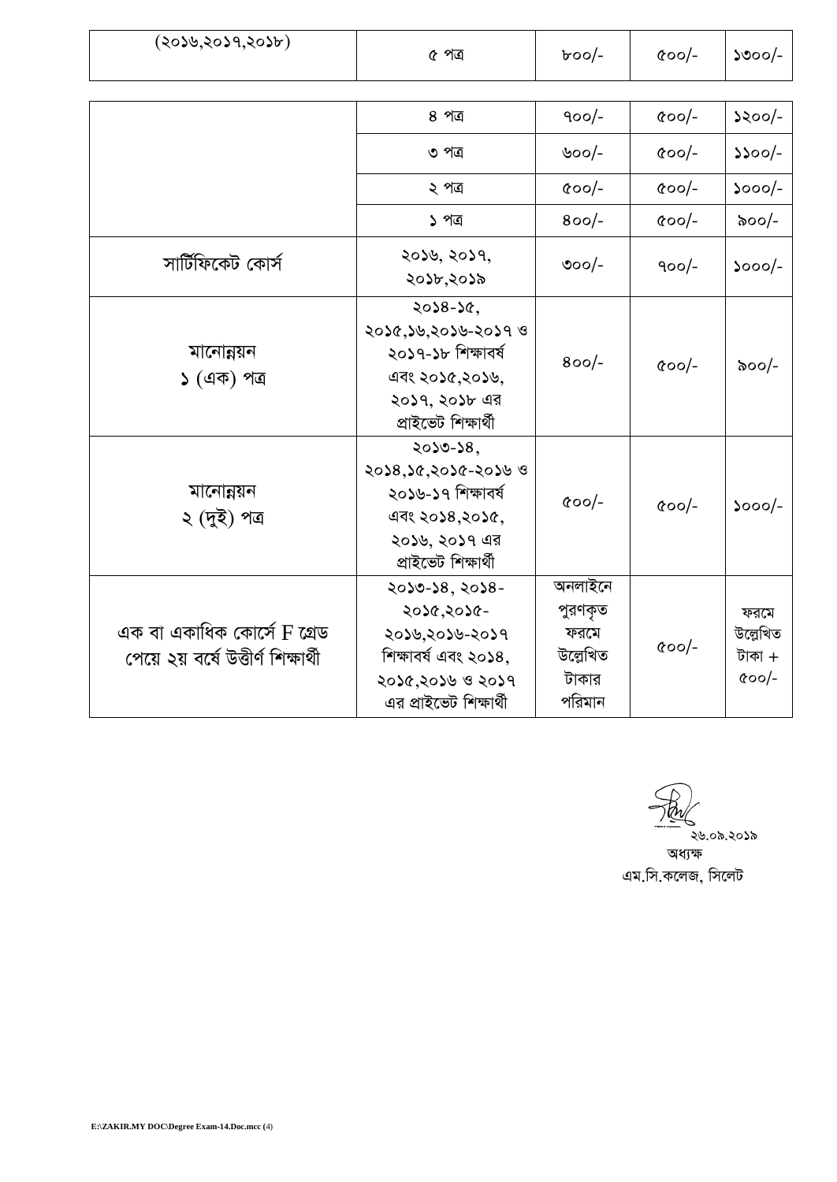| | | | | |
|---|---|---|---|---|
| (২০১৬,২০১৭,২০১৮) | ৫ পত্র | ৮০০/- | ৫০০/- | ১৩০০/- |
| | ৪ পত্র | ৭০০/- | ৫০০/- | ১২০০/- |
| | ৩ পত্র | ৬০০/- | ৫০০/- | ১১০০/- |
| | ২ পত্র | ৫০০/- | ৫০০/- | ১০০০/- |
| | ১ পত্র | ৪০০/- | ৫০০/- | ৯০০/- |
| সার্টিফিকেট কোর্স | ২০১৬, ২০১৭, ২০১৮,২০১৯ | ৩০০/- | ৭০০/- | ১০০০/- |
| মানোন্নয়ন ১ (এক) পত্র | ২০১৪-১৫, ২০১৫,১৬,২০১৬-২০১৭ ও ২০১৭-১৮ শিক্ষাবর্ষ এবং ২০১৫,২০১৬, ২০১৭, ২০১৮ এর প্রাইভেট শিক্ষার্থী | ৪০০/- | ৫০০/- | ৯০০/- |
| মানোন্নয়ন ২ (দুই) পত্র | ২০১৩-১৪, ২০১৪,১৫,২০১৫-২০১৬ ও ২০১৬-১৭ শিক্ষাবর্ষ এবং ২০১৪,২০১৫, ২০১৬, ২০১৭ এর প্রাইভেট শিক্ষার্থী | ৫০০/- | ৫০০/- | ১০০০/- |
| এক বা একাধিক কোর্সে F গ্রেড পেয়ে ২য় বর্ষে উত্তীর্ণ শিক্ষার্থী | ২০১৩-১৪, ২০১৪-২০১৫,২০১৫-২০১৬,২০১৬-২০১৭ শিক্ষাবর্ষ এবং ২০১৪, ২০১৫,২০১৬ ও ২০১৭ এর প্রাইভেট শিক্ষার্থী | অনলাইনে পুরণকৃত ফরমে উল্লেখিত টাকার পরিমান | ৫০০/- | ফরমে উল্লেখিত টাকা + ৫০০/- |

২৬.০৯.২০১৯

অধ্যক্ষ

এম.সি.কলেজ, সিলেট